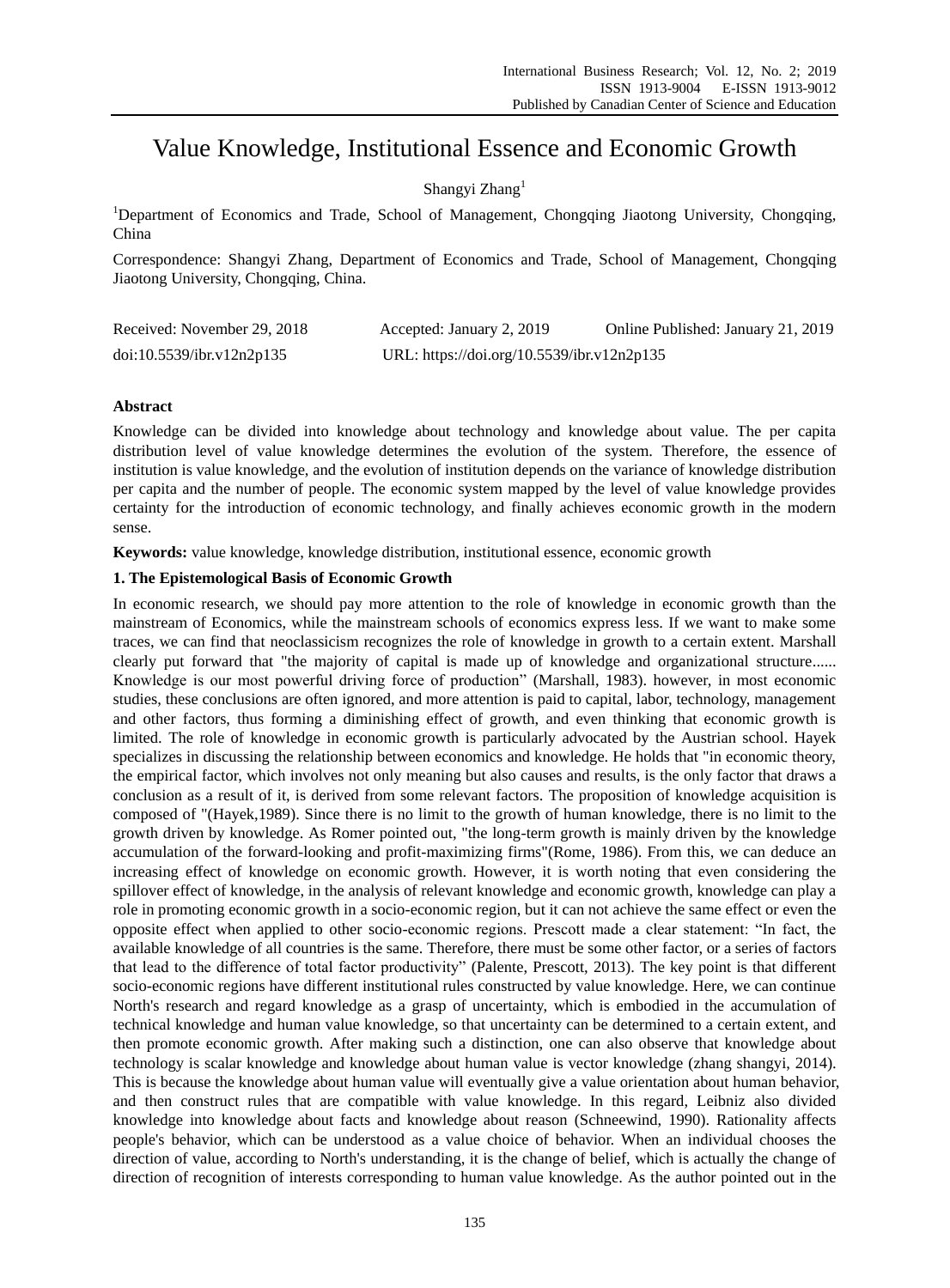# Value Knowledge, Institutional Essence and Economic Growth

Shangyi Zhang[1]

[1]Department of Economics and Trade, School of Management, Chongqing Jiaotong University, Chongqing, China

Correspondence: Shangyi Zhang, Department of Economics and Trade, School of Management, Chongqing Jiaotong University, Chongqing, China.

Received: November 29, 2018 Accepted: January 2, 2019 Online Published: January 21, 2019

doi:10.5539/ibr.v12n2p135 URL: https://doi.org/10.5539/ibr.v12n2p135

## Abstract

Knowledge can be divided into knowledge about technology and knowledge about value. The per capita distribution level of value knowledge determines the evolution of the system. Therefore, the essence of institution is value knowledge, and the evolution of institution depends on the variance of knowledge distribution per capita and the number of people. The economic system mapped by the level of value knowledge provides certainty for the introduction of economic technology, and finally achieves economic growth in the modern sense.

**Keywords:** value knowledge, knowledge distribution, institutional essence, economic growth

## 1. The Epistemological Basis of Economic Growth

In economic research, we should pay more attention to the role of knowledge in economic growth than the mainstream of Economics, while the mainstream schools of economics express less. If we want to make some traces, we can find that neoclassicism recognizes the role of knowledge in growth to a certain extent. Marshall clearly put forward that "the majority of capital is made up of knowledge and organizational structure...... Knowledge is our most powerful driving force of production" (Marshall, 1983). however, in most economic studies, these conclusions are often ignored, and more attention is paid to capital, labor, technology, management and other factors, thus forming a diminishing effect of growth, and even thinking that economic growth is limited. The role of knowledge in economic growth is particularly advocated by the Austrian school. Hayek specializes in discussing the relationship between economics and knowledge. He holds that "in economic theory, the empirical factor, which involves not only meaning but also causes and results, is the only factor that draws a conclusion as a result of it, is derived from some relevant factors. The proposition of knowledge acquisition is composed of "(Hayek,1989). Since there is no limit to the growth of human knowledge, there is no limit to the growth driven by knowledge. As Romer pointed out, "the long-term growth is mainly driven by the knowledge accumulation of the forward-looking and profit-maximizing firms"(Rome, 1986). From this, we can deduce an increasing effect of knowledge on economic growth. However, it is worth noting that even considering the spillover effect of knowledge, in the analysis of relevant knowledge and economic growth, knowledge can play a role in promoting economic growth in a socio-economic region, but it can not achieve the same effect or even the opposite effect when applied to other socio-economic regions. Prescott made a clear statement: “In fact, the available knowledge of all countries is the same. Therefore, there must be some other factor, or a series of factors that lead to the difference of total factor productivity” (Palente, Prescott, 2013). The key point is that different socio-economic regions have different institutional rules constructed by value knowledge. Here, we can continue North's research and regard knowledge as a grasp of uncertainty, which is embodied in the accumulation of technical knowledge and human value knowledge, so that uncertainty can be determined to a certain extent, and then promote economic growth. After making such a distinction, one can also observe that knowledge about technology is scalar knowledge and knowledge about human value is vector knowledge (zhang shangyi, 2014). This is because the knowledge about human value will eventually give a value orientation about human behavior, and then construct rules that are compatible with value knowledge. In this regard, Leibniz also divided knowledge into knowledge about facts and knowledge about reason (Schneewind, 1990). Rationality affects people's behavior, which can be understood as a value choice of behavior. When an individual chooses the direction of value, according to North's understanding, it is the change of belief, which is actually the change of direction of recognition of interests corresponding to human value knowledge. As the author pointed out in the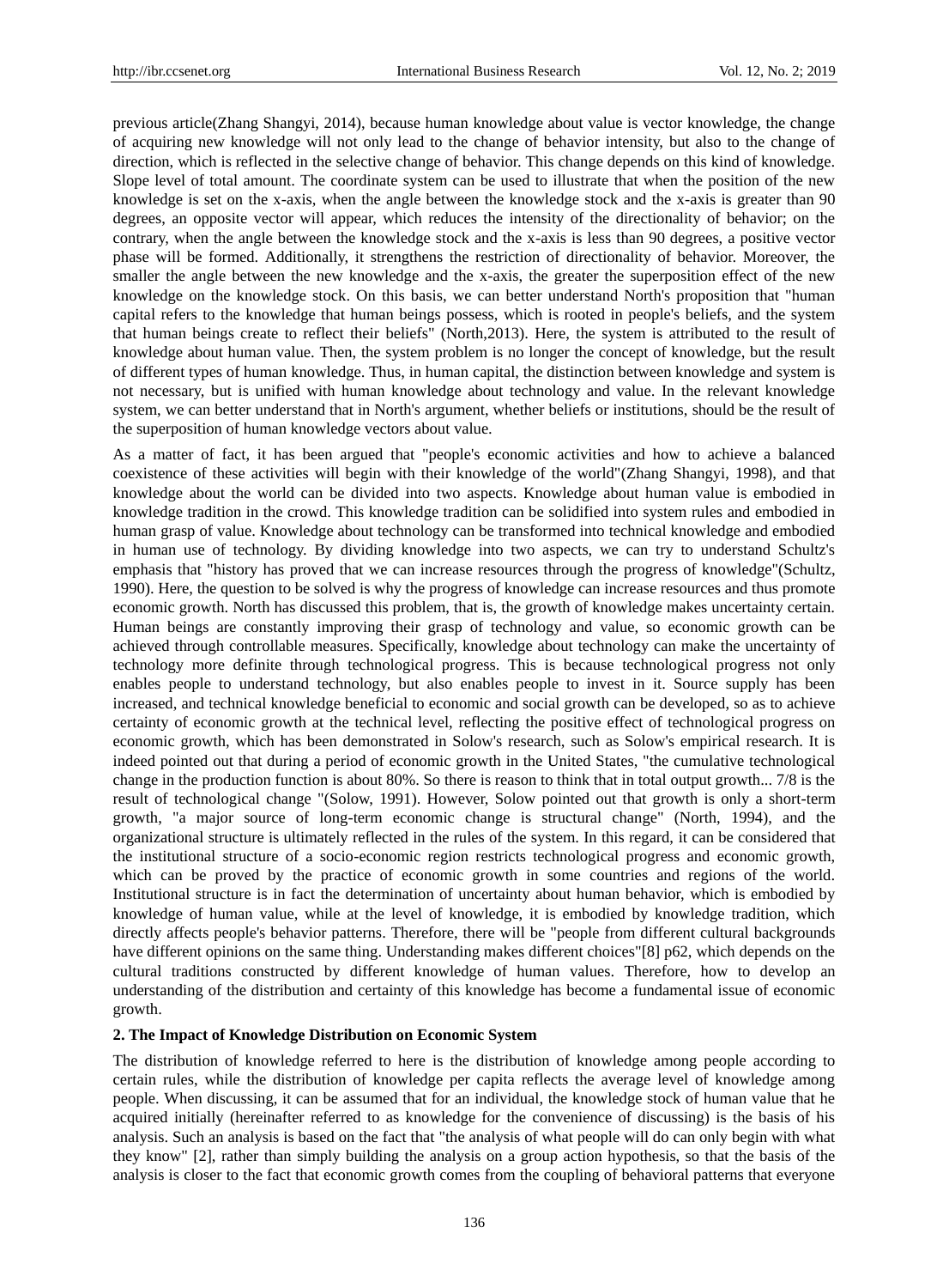previous article(Zhang Shangyi, 2014), because human knowledge about value is vector knowledge, the change of acquiring new knowledge will not only lead to the change of behavior intensity, but also to the change of direction, which is reflected in the selective change of behavior. This change depends on this kind of knowledge. Slope level of total amount. The coordinate system can be used to illustrate that when the position of the new knowledge is set on the x-axis, when the angle between the knowledge stock and the x-axis is greater than 90 degrees, an opposite vector will appear, which reduces the intensity of the directionality of behavior; on the contrary, when the angle between the knowledge stock and the x-axis is less than 90 degrees, a positive vector phase will be formed. Additionally, it strengthens the restriction of directionality of behavior. Moreover, the smaller the angle between the new knowledge and the x-axis, the greater the superposition effect of the new knowledge on the knowledge stock. On this basis, we can better understand North's proposition that "human capital refers to the knowledge that human beings possess, which is rooted in people's beliefs, and the system that human beings create to reflect their beliefs" (North,2013). Here, the system is attributed to the result of knowledge about human value. Then, the system problem is no longer the concept of knowledge, but the result of different types of human knowledge. Thus, in human capital, the distinction between knowledge and system is not necessary, but is unified with human knowledge about technology and value. In the relevant knowledge system, we can better understand that in North's argument, whether beliefs or institutions, should be the result of the superposition of human knowledge vectors about value.

As a matter of fact, it has been argued that "people's economic activities and how to achieve a balanced coexistence of these activities will begin with their knowledge of the world"(Zhang Shangyi, 1998), and that knowledge about the world can be divided into two aspects. Knowledge about human value is embodied in knowledge tradition in the crowd. This knowledge tradition can be solidified into system rules and embodied in human grasp of value. Knowledge about technology can be transformed into technical knowledge and embodied in human use of technology. By dividing knowledge into two aspects, we can try to understand Schultz's emphasis that "history has proved that we can increase resources through the progress of knowledge"(Schultz, 1990). Here, the question to be solved is why the progress of knowledge can increase resources and thus promote economic growth. North has discussed this problem, that is, the growth of knowledge makes uncertainty certain. Human beings are constantly improving their grasp of technology and value, so economic growth can be achieved through controllable measures. Specifically, knowledge about technology can make the uncertainty of technology more definite through technological progress. This is because technological progress not only enables people to understand technology, but also enables people to invest in it. Source supply has been increased, and technical knowledge beneficial to economic and social growth can be developed, so as to achieve certainty of economic growth at the technical level, reflecting the positive effect of technological progress on economic growth, which has been demonstrated in Solow's research, such as Solow's empirical research. It is indeed pointed out that during a period of economic growth in the United States, "the cumulative technological change in the production function is about 80%. So there is reason to think that in total output growth... 7/8 is the result of technological change "(Solow, 1991). However, Solow pointed out that growth is only a short-term growth, "a major source of long-term economic change is structural change" (North, 1994), and the organizational structure is ultimately reflected in the rules of the system. In this regard, it can be considered that the institutional structure of a socio-economic region restricts technological progress and economic growth, which can be proved by the practice of economic growth in some countries and regions of the world. Institutional structure is in fact the determination of uncertainty about human behavior, which is embodied by knowledge of human value, while at the level of knowledge, it is embodied by knowledge tradition, which directly affects people's behavior patterns. Therefore, there will be "people from different cultural backgrounds have different opinions on the same thing. Understanding makes different choices"[8] p62, which depends on the cultural traditions constructed by different knowledge of human values. Therefore, how to develop an understanding of the distribution and certainty of this knowledge has become a fundamental issue of economic growth.

## 2. The Impact of Knowledge Distribution on Economic System

The distribution of knowledge referred to here is the distribution of knowledge among people according to certain rules, while the distribution of knowledge per capita reflects the average level of knowledge among people. When discussing, it can be assumed that for an individual, the knowledge stock of human value that he acquired initially (hereinafter referred to as knowledge for the convenience of discussing) is the basis of his analysis. Such an analysis is based on the fact that "the analysis of what people will do can only begin with what they know" [2], rather than simply building the analysis on a group action hypothesis, so that the basis of the analysis is closer to the fact that economic growth comes from the coupling of behavioral patterns that everyone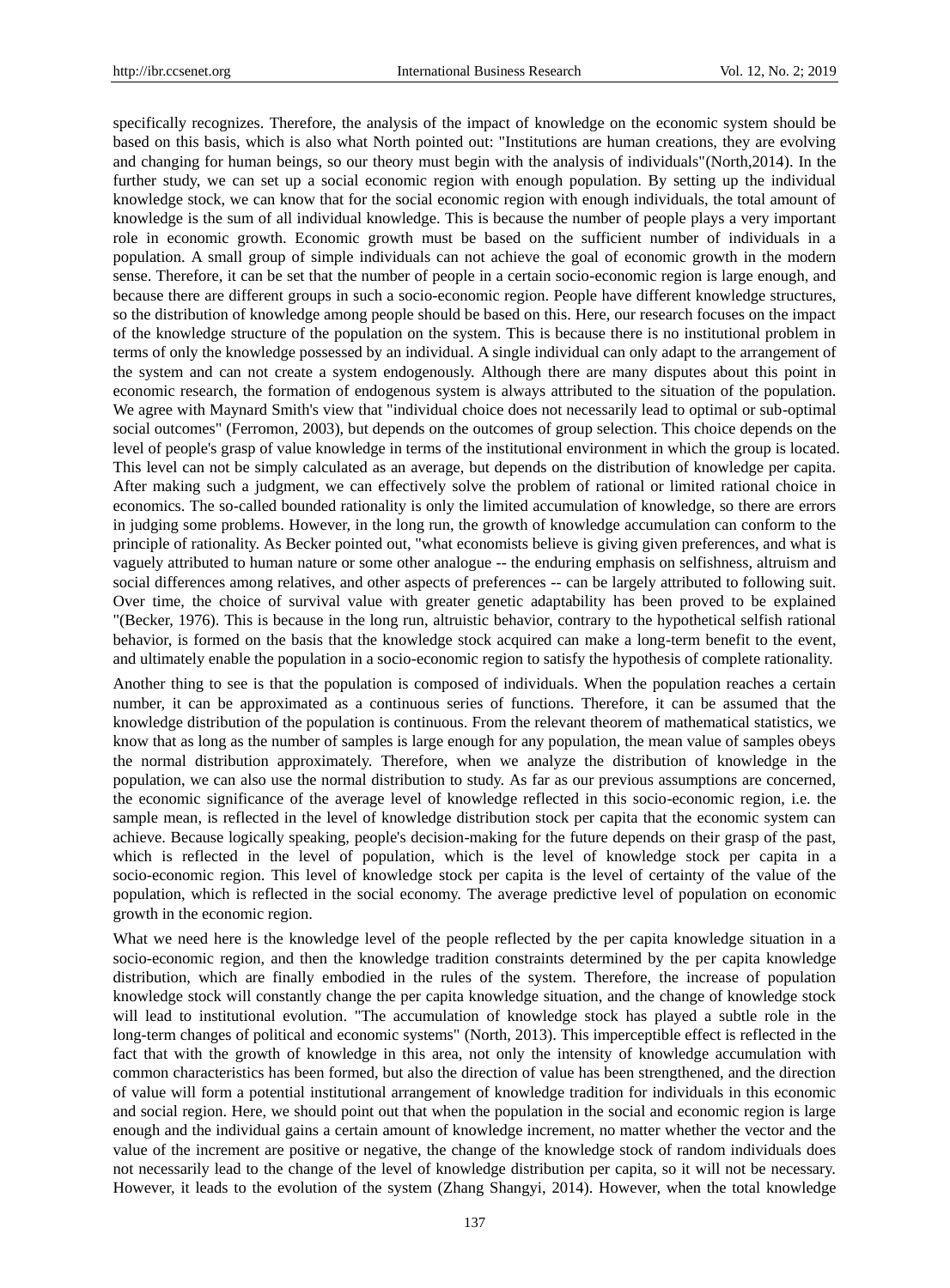specifically recognizes. Therefore, the analysis of the impact of knowledge on the economic system should be based on this basis, which is also what North pointed out: "Institutions are human creations, they are evolving and changing for human beings, so our theory must begin with the analysis of individuals"(North,2014). In the further study, we can set up a social economic region with enough population. By setting up the individual knowledge stock, we can know that for the social economic region with enough individuals, the total amount of knowledge is the sum of all individual knowledge. This is because the number of people plays a very important role in economic growth. Economic growth must be based on the sufficient number of individuals in a population. A small group of simple individuals can not achieve the goal of economic growth in the modern sense. Therefore, it can be set that the number of people in a certain socio-economic region is large enough, and because there are different groups in such a socio-economic region. People have different knowledge structures, so the distribution of knowledge among people should be based on this. Here, our research focuses on the impact of the knowledge structure of the population on the system. This is because there is no institutional problem in terms of only the knowledge possessed by an individual. A single individual can only adapt to the arrangement of the system and can not create a system endogenously. Although there are many disputes about this point in economic research, the formation of endogenous system is always attributed to the situation of the population. We agree with Maynard Smith's view that "individual choice does not necessarily lead to optimal or sub-optimal social outcomes" (Ferromon, 2003), but depends on the outcomes of group selection. This choice depends on the level of people's grasp of value knowledge in terms of the institutional environment in which the group is located. This level can not be simply calculated as an average, but depends on the distribution of knowledge per capita. After making such a judgment, we can effectively solve the problem of rational or limited rational choice in economics. The so-called bounded rationality is only the limited accumulation of knowledge, so there are errors in judging some problems. However, in the long run, the growth of knowledge accumulation can conform to the principle of rationality. As Becker pointed out, "what economists believe is giving given preferences, and what is vaguely attributed to human nature or some other analogue -- the enduring emphasis on selfishness, altruism and social differences among relatives, and other aspects of preferences -- can be largely attributed to following suit. Over time, the choice of survival value with greater genetic adaptability has been proved to be explained "(Becker, 1976). This is because in the long run, altruistic behavior, contrary to the hypothetical selfish rational behavior, is formed on the basis that the knowledge stock acquired can make a long-term benefit to the event, and ultimately enable the population in a socio-economic region to satisfy the hypothesis of complete rationality.

Another thing to see is that the population is composed of individuals. When the population reaches a certain number, it can be approximated as a continuous series of functions. Therefore, it can be assumed that the knowledge distribution of the population is continuous. From the relevant theorem of mathematical statistics, we know that as long as the number of samples is large enough for any population, the mean value of samples obeys the normal distribution approximately. Therefore, when we analyze the distribution of knowledge in the population, we can also use the normal distribution to study. As far as our previous assumptions are concerned, the economic significance of the average level of knowledge reflected in this socio-economic region, i.e. the sample mean, is reflected in the level of knowledge distribution stock per capita that the economic system can achieve. Because logically speaking, people's decision-making for the future depends on their grasp of the past, which is reflected in the level of population, which is the level of knowledge stock per capita in a socio-economic region. This level of knowledge stock per capita is the level of certainty of the value of the population, which is reflected in the social economy. The average predictive level of population on economic growth in the economic region.

What we need here is the knowledge level of the people reflected by the per capita knowledge situation in a socio-economic region, and then the knowledge tradition constraints determined by the per capita knowledge distribution, which are finally embodied in the rules of the system. Therefore, the increase of population knowledge stock will constantly change the per capita knowledge situation, and the change of knowledge stock will lead to institutional evolution. "The accumulation of knowledge stock has played a subtle role in the long-term changes of political and economic systems" (North, 2013). This imperceptible effect is reflected in the fact that with the growth of knowledge in this area, not only the intensity of knowledge accumulation with common characteristics has been formed, but also the direction of value has been strengthened, and the direction of value will form a potential institutional arrangement of knowledge tradition for individuals in this economic and social region. Here, we should point out that when the population in the social and economic region is large enough and the individual gains a certain amount of knowledge increment, no matter whether the vector and the value of the increment are positive or negative, the change of the knowledge stock of random individuals does not necessarily lead to the change of the level of knowledge distribution per capita, so it will not be necessary. However, it leads to the evolution of the system (Zhang Shangyi, 2014). However, when the total knowledge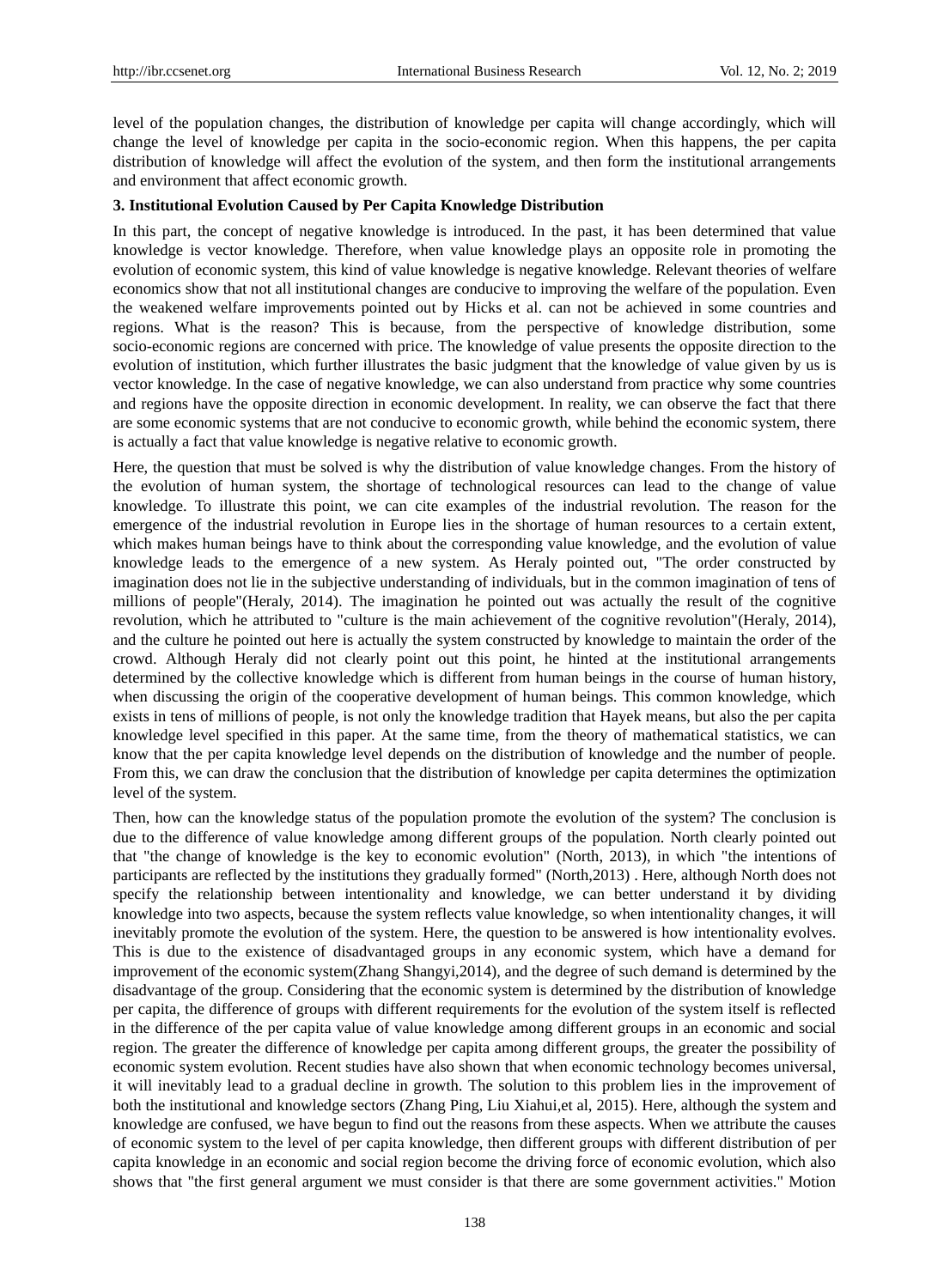level of the population changes, the distribution of knowledge per capita will change accordingly, which will change the level of knowledge per capita in the socio-economic region. When this happens, the per capita distribution of knowledge will affect the evolution of the system, and then form the institutional arrangements and environment that affect economic growth.

### 3. Institutional Evolution Caused by Per Capita Knowledge Distribution

In this part, the concept of negative knowledge is introduced. In the past, it has been determined that value knowledge is vector knowledge. Therefore, when value knowledge plays an opposite role in promoting the evolution of economic system, this kind of value knowledge is negative knowledge. Relevant theories of welfare economics show that not all institutional changes are conducive to improving the welfare of the population. Even the weakened welfare improvements pointed out by Hicks et al. can not be achieved in some countries and regions. What is the reason? This is because, from the perspective of knowledge distribution, some socio-economic regions are concerned with price. The knowledge of value presents the opposite direction to the evolution of institution, which further illustrates the basic judgment that the knowledge of value given by us is vector knowledge. In the case of negative knowledge, we can also understand from practice why some countries and regions have the opposite direction in economic development. In reality, we can observe the fact that there are some economic systems that are not conducive to economic growth, while behind the economic system, there is actually a fact that value knowledge is negative relative to economic growth.

Here, the question that must be solved is why the distribution of value knowledge changes. From the history of the evolution of human system, the shortage of technological resources can lead to the change of value knowledge. To illustrate this point, we can cite examples of the industrial revolution. The reason for the emergence of the industrial revolution in Europe lies in the shortage of human resources to a certain extent, which makes human beings have to think about the corresponding value knowledge, and the evolution of value knowledge leads to the emergence of a new system. As Heraly pointed out, "The order constructed by imagination does not lie in the subjective understanding of individuals, but in the common imagination of tens of millions of people"(Heraly, 2014). The imagination he pointed out was actually the result of the cognitive revolution, which he attributed to "culture is the main achievement of the cognitive revolution"(Heraly, 2014), and the culture he pointed out here is actually the system constructed by knowledge to maintain the order of the crowd. Although Heraly did not clearly point out this point, he hinted at the institutional arrangements determined by the collective knowledge which is different from human beings in the course of human history, when discussing the origin of the cooperative development of human beings. This common knowledge, which exists in tens of millions of people, is not only the knowledge tradition that Hayek means, but also the per capita knowledge level specified in this paper. At the same time, from the theory of mathematical statistics, we can know that the per capita knowledge level depends on the distribution of knowledge and the number of people. From this, we can draw the conclusion that the distribution of knowledge per capita determines the optimization level of the system.

Then, how can the knowledge status of the population promote the evolution of the system? The conclusion is due to the difference of value knowledge among different groups of the population. North clearly pointed out that "the change of knowledge is the key to economic evolution" (North, 2013), in which "the intentions of participants are reflected by the institutions they gradually formed" (North,2013) . Here, although North does not specify the relationship between intentionality and knowledge, we can better understand it by dividing knowledge into two aspects, because the system reflects value knowledge, so when intentionality changes, it will inevitably promote the evolution of the system. Here, the question to be answered is how intentionality evolves. This is due to the existence of disadvantaged groups in any economic system, which have a demand for improvement of the economic system(Zhang Shangyi,2014), and the degree of such demand is determined by the disadvantage of the group. Considering that the economic system is determined by the distribution of knowledge per capita, the difference of groups with different requirements for the evolution of the system itself is reflected in the difference of the per capita value of value knowledge among different groups in an economic and social region. The greater the difference of knowledge per capita among different groups, the greater the possibility of economic system evolution. Recent studies have also shown that when economic technology becomes universal, it will inevitably lead to a gradual decline in growth. The solution to this problem lies in the improvement of both the institutional and knowledge sectors (Zhang Ping, Liu Xiahui,et al, 2015). Here, although the system and knowledge are confused, we have begun to find out the reasons from these aspects. When we attribute the causes of economic system to the level of per capita knowledge, then different groups with different distribution of per capita knowledge in an economic and social region become the driving force of economic evolution, which also shows that "the first general argument we must consider is that there are some government activities." Motion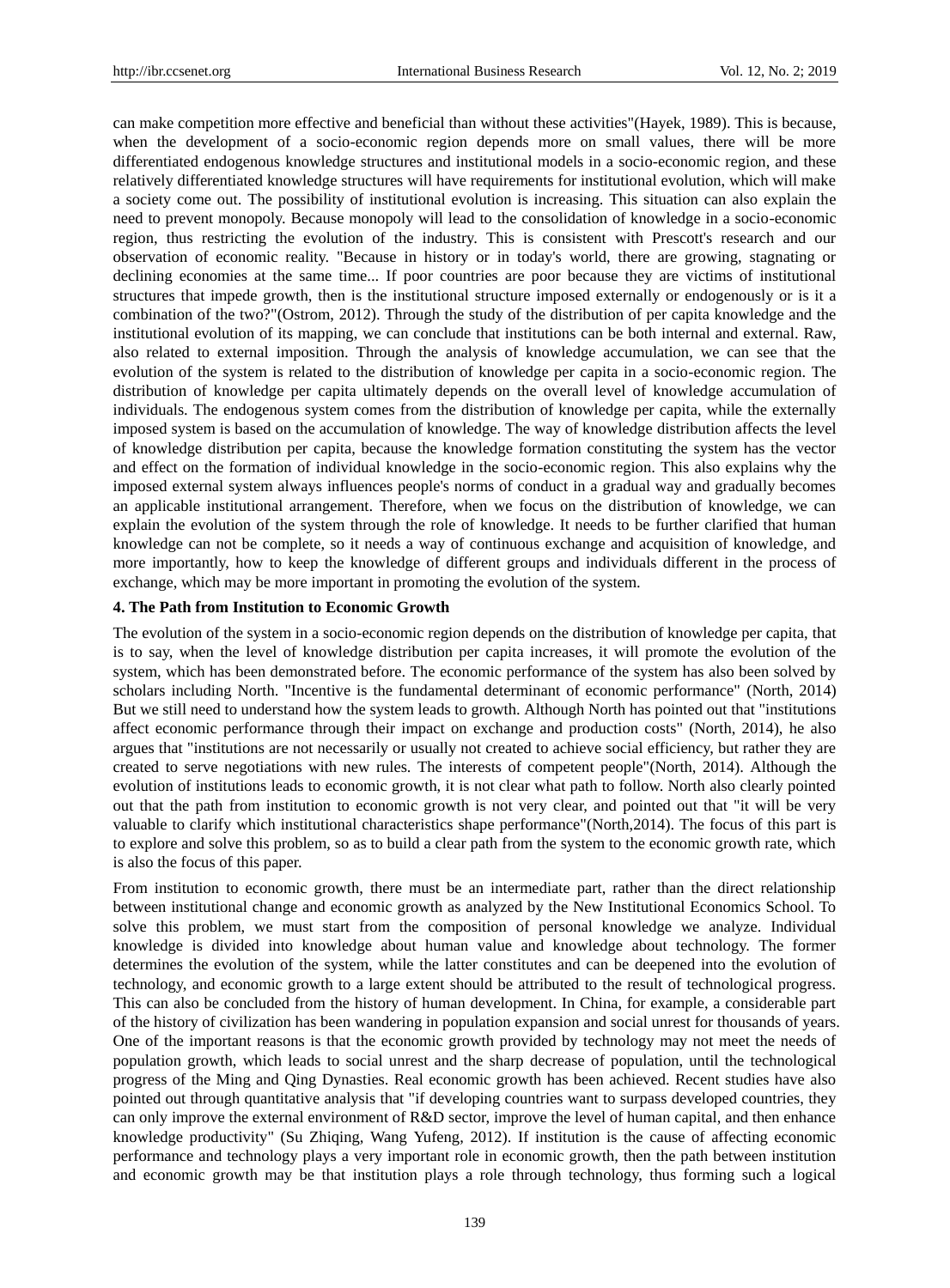can make competition more effective and beneficial than without these activities"(Hayek, 1989). This is because, when the development of a socio-economic region depends more on small values, there will be more differentiated endogenous knowledge structures and institutional models in a socio-economic region, and these relatively differentiated knowledge structures will have requirements for institutional evolution, which will make a society come out. The possibility of institutional evolution is increasing. This situation can also explain the need to prevent monopoly. Because monopoly will lead to the consolidation of knowledge in a socio-economic region, thus restricting the evolution of the industry. This is consistent with Prescott's research and our observation of economic reality. "Because in history or in today's world, there are growing, stagnating or declining economies at the same time... If poor countries are poor because they are victims of institutional structures that impede growth, then is the institutional structure imposed externally or endogenously or is it a combination of the two?"(Ostrom, 2012). Through the study of the distribution of per capita knowledge and the institutional evolution of its mapping, we can conclude that institutions can be both internal and external. Raw, also related to external imposition. Through the analysis of knowledge accumulation, we can see that the evolution of the system is related to the distribution of knowledge per capita in a socio-economic region. The distribution of knowledge per capita ultimately depends on the overall level of knowledge accumulation of individuals. The endogenous system comes from the distribution of knowledge per capita, while the externally imposed system is based on the accumulation of knowledge. The way of knowledge distribution affects the level of knowledge distribution per capita, because the knowledge formation constituting the system has the vector and effect on the formation of individual knowledge in the socio-economic region. This also explains why the imposed external system always influences people's norms of conduct in a gradual way and gradually becomes an applicable institutional arrangement. Therefore, when we focus on the distribution of knowledge, we can explain the evolution of the system through the role of knowledge. It needs to be further clarified that human knowledge can not be complete, so it needs a way of continuous exchange and acquisition of knowledge, and more importantly, how to keep the knowledge of different groups and individuals different in the process of exchange, which may be more important in promoting the evolution of the system.

## 4. The Path from Institution to Economic Growth

The evolution of the system in a socio-economic region depends on the distribution of knowledge per capita, that is to say, when the level of knowledge distribution per capita increases, it will promote the evolution of the system, which has been demonstrated before. The economic performance of the system has also been solved by scholars including North. "Incentive is the fundamental determinant of economic performance" (North, 2014) But we still need to understand how the system leads to growth. Although North has pointed out that "institutions affect economic performance through their impact on exchange and production costs" (North, 2014), he also argues that "institutions are not necessarily or usually not created to achieve social efficiency, but rather they are created to serve negotiations with new rules. The interests of competent people"(North, 2014). Although the evolution of institutions leads to economic growth, it is not clear what path to follow. North also clearly pointed out that the path from institution to economic growth is not very clear, and pointed out that "it will be very valuable to clarify which institutional characteristics shape performance"(North,2014). The focus of this part is to explore and solve this problem, so as to build a clear path from the system to the economic growth rate, which is also the focus of this paper.

From institution to economic growth, there must be an intermediate part, rather than the direct relationship between institutional change and economic growth as analyzed by the New Institutional Economics School. To solve this problem, we must start from the composition of personal knowledge we analyze. Individual knowledge is divided into knowledge about human value and knowledge about technology. The former determines the evolution of the system, while the latter constitutes and can be deepened into the evolution of technology, and economic growth to a large extent should be attributed to the result of technological progress. This can also be concluded from the history of human development. In China, for example, a considerable part of the history of civilization has been wandering in population expansion and social unrest for thousands of years. One of the important reasons is that the economic growth provided by technology may not meet the needs of population growth, which leads to social unrest and the sharp decrease of population, until the technological progress of the Ming and Qing Dynasties. Real economic growth has been achieved. Recent studies have also pointed out through quantitative analysis that "if developing countries want to surpass developed countries, they can only improve the external environment of R&D sector, improve the level of human capital, and then enhance knowledge productivity" (Su Zhiqing, Wang Yufeng, 2012). If institution is the cause of affecting economic performance and technology plays a very important role in economic growth, then the path between institution and economic growth may be that institution plays a role through technology, thus forming such a logical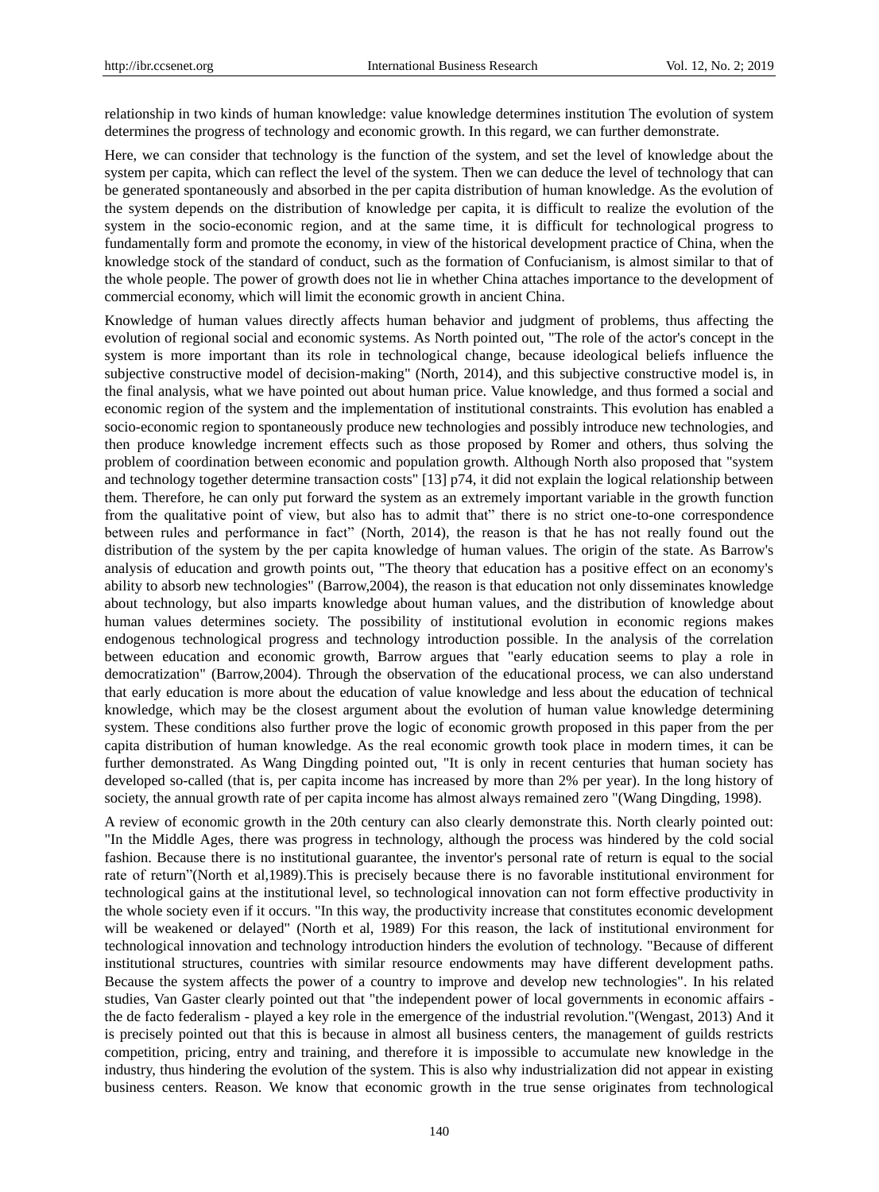relationship in two kinds of human knowledge: value knowledge determines institution The evolution of system determines the progress of technology and economic growth. In this regard, we can further demonstrate.

Here, we can consider that technology is the function of the system, and set the level of knowledge about the system per capita, which can reflect the level of the system. Then we can deduce the level of technology that can be generated spontaneously and absorbed in the per capita distribution of human knowledge. As the evolution of the system depends on the distribution of knowledge per capita, it is difficult to realize the evolution of the system in the socio-economic region, and at the same time, it is difficult for technological progress to fundamentally form and promote the economy, in view of the historical development practice of China, when the knowledge stock of the standard of conduct, such as the formation of Confucianism, is almost similar to that of the whole people. The power of growth does not lie in whether China attaches importance to the development of commercial economy, which will limit the economic growth in ancient China.

Knowledge of human values directly affects human behavior and judgment of problems, thus affecting the evolution of regional social and economic systems. As North pointed out, "The role of the actor's concept in the system is more important than its role in technological change, because ideological beliefs influence the subjective constructive model of decision-making" (North, 2014), and this subjective constructive model is, in the final analysis, what we have pointed out about human price. Value knowledge, and thus formed a social and economic region of the system and the implementation of institutional constraints. This evolution has enabled a socio-economic region to spontaneously produce new technologies and possibly introduce new technologies, and then produce knowledge increment effects such as those proposed by Romer and others, thus solving the problem of coordination between economic and population growth. Although North also proposed that "system and technology together determine transaction costs" [13] p74, it did not explain the logical relationship between them. Therefore, he can only put forward the system as an extremely important variable in the growth function from the qualitative point of view, but also has to admit that" there is no strict one-to-one correspondence between rules and performance in fact" (North, 2014), the reason is that he has not really found out the distribution of the system by the per capita knowledge of human values. The origin of the state. As Barrow's analysis of education and growth points out, "The theory that education has a positive effect on an economy's ability to absorb new technologies" (Barrow,2004), the reason is that education not only disseminates knowledge about technology, but also imparts knowledge about human values, and the distribution of knowledge about human values determines society. The possibility of institutional evolution in economic regions makes endogenous technological progress and technology introduction possible. In the analysis of the correlation between education and economic growth, Barrow argues that "early education seems to play a role in democratization" (Barrow,2004). Through the observation of the educational process, we can also understand that early education is more about the education of value knowledge and less about the education of technical knowledge, which may be the closest argument about the evolution of human value knowledge determining system. These conditions also further prove the logic of economic growth proposed in this paper from the per capita distribution of human knowledge. As the real economic growth took place in modern times, it can be further demonstrated. As Wang Dingding pointed out, "It is only in recent centuries that human society has developed so-called (that is, per capita income has increased by more than 2% per year). In the long history of society, the annual growth rate of per capita income has almost always remained zero "(Wang Dingding, 1998).

A review of economic growth in the 20th century can also clearly demonstrate this. North clearly pointed out: "In the Middle Ages, there was progress in technology, although the process was hindered by the cold social fashion. Because there is no institutional guarantee, the inventor's personal rate of return is equal to the social rate of return"(North et al,1989).This is precisely because there is no favorable institutional environment for technological gains at the institutional level, so technological innovation can not form effective productivity in the whole society even if it occurs. "In this way, the productivity increase that constitutes economic development will be weakened or delayed" (North et al, 1989) For this reason, the lack of institutional environment for technological innovation and technology introduction hinders the evolution of technology. "Because of different institutional structures, countries with similar resource endowments may have different development paths. Because the system affects the power of a country to improve and develop new technologies". In his related studies, Van Gaster clearly pointed out that "the independent power of local governments in economic affairs - the de facto federalism - played a key role in the emergence of the industrial revolution."(Wengast, 2013) And it is precisely pointed out that this is because in almost all business centers, the management of guilds restricts competition, pricing, entry and training, and therefore it is impossible to accumulate new knowledge in the industry, thus hindering the evolution of the system. This is also why industrialization did not appear in existing business centers. Reason. We know that economic growth in the true sense originates from technological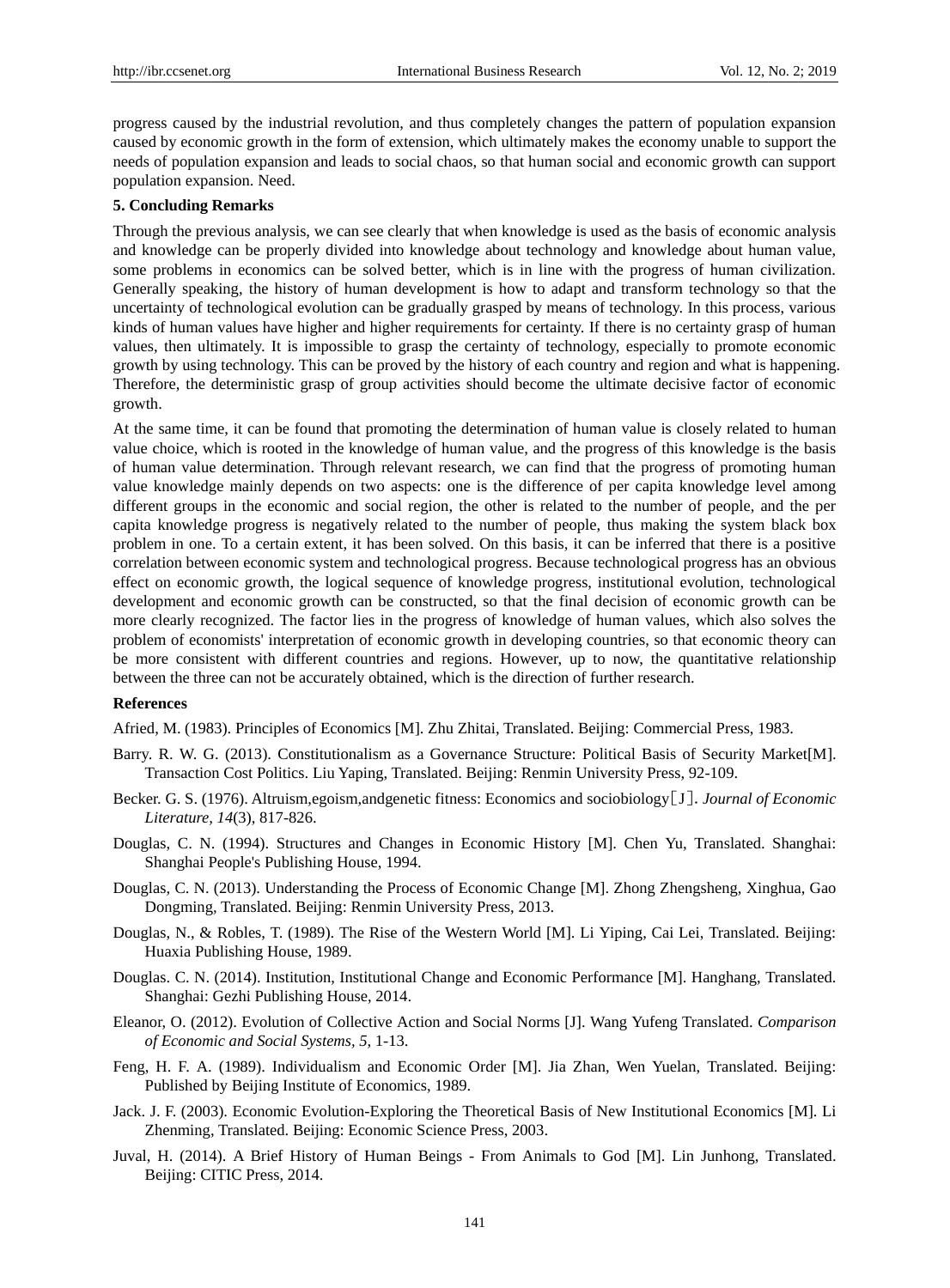progress caused by the industrial revolution, and thus completely changes the pattern of population expansion caused by economic growth in the form of extension, which ultimately makes the economy unable to support the needs of population expansion and leads to social chaos, so that human social and economic growth can support population expansion. Need.

## 5. Concluding Remarks

Through the previous analysis, we can see clearly that when knowledge is used as the basis of economic analysis and knowledge can be properly divided into knowledge about technology and knowledge about human value, some problems in economics can be solved better, which is in line with the progress of human civilization. Generally speaking, the history of human development is how to adapt and transform technology so that the uncertainty of technological evolution can be gradually grasped by means of technology. In this process, various kinds of human values have higher and higher requirements for certainty. If there is no certainty grasp of human values, then ultimately. It is impossible to grasp the certainty of technology, especially to promote economic growth by using technology. This can be proved by the history of each country and region and what is happening. Therefore, the deterministic grasp of group activities should become the ultimate decisive factor of economic growth.

At the same time, it can be found that promoting the determination of human value is closely related to human value choice, which is rooted in the knowledge of human value, and the progress of this knowledge is the basis of human value determination. Through relevant research, we can find that the progress of promoting human value knowledge mainly depends on two aspects: one is the difference of per capita knowledge level among different groups in the economic and social region, the other is related to the number of people, and the per capita knowledge progress is negatively related to the number of people, thus making the system black box problem in one. To a certain extent, it has been solved. On this basis, it can be inferred that there is a positive correlation between economic system and technological progress. Because technological progress has an obvious effect on economic growth, the logical sequence of knowledge progress, institutional evolution, technological development and economic growth can be constructed, so that the final decision of economic growth can be more clearly recognized. The factor lies in the progress of knowledge of human values, which also solves the problem of economists' interpretation of economic growth in developing countries, so that economic theory can be more consistent with different countries and regions. However, up to now, the quantitative relationship between the three can not be accurately obtained, which is the direction of further research.

## References

Afried, M. (1983). Principles of Economics [M]. Zhu Zhitai, Translated. Beijing: Commercial Press, 1983.

Barry. R. W. G. (2013). Constitutionalism as a Governance Structure: Political Basis of Security Market[M]. Transaction Cost Politics. Liu Yaping, Translated. Beijing: Renmin University Press, 92-109.

Becker. G. S. (1976). Altruism,egoism,andgenetic fitness: Economics and sociobiology［J］. *Journal of Economic Literature, 14*(3), 817-826.

Douglas, C. N. (1994). Structures and Changes in Economic History [M]. Chen Yu, Translated. Shanghai: Shanghai People's Publishing House, 1994.

Douglas, C. N. (2013). Understanding the Process of Economic Change [M]. Zhong Zhengsheng, Xinghua, Gao Dongming, Translated. Beijing: Renmin University Press, 2013.

Douglas, N., & Robles, T. (1989). The Rise of the Western World [M]. Li Yiping, Cai Lei, Translated. Beijing: Huaxia Publishing House, 1989.

Douglas. C. N. (2014). Institution, Institutional Change and Economic Performance [M]. Hanghang, Translated. Shanghai: Gezhi Publishing House, 2014.

Eleanor, O. (2012). Evolution of Collective Action and Social Norms [J]. Wang Yufeng Translated. *Comparison of Economic and Social Systems*, *5*, 1-13.

Feng, H. F. A. (1989). Individualism and Economic Order [M]. Jia Zhan, Wen Yuelan, Translated. Beijing: Published by Beijing Institute of Economics, 1989.

Jack. J. F. (2003). Economic Evolution-Exploring the Theoretical Basis of New Institutional Economics [M]. Li Zhenming, Translated. Beijing: Economic Science Press, 2003.

Juval, H. (2014). A Brief History of Human Beings - From Animals to God [M]. Lin Junhong, Translated. Beijing: CITIC Press, 2014.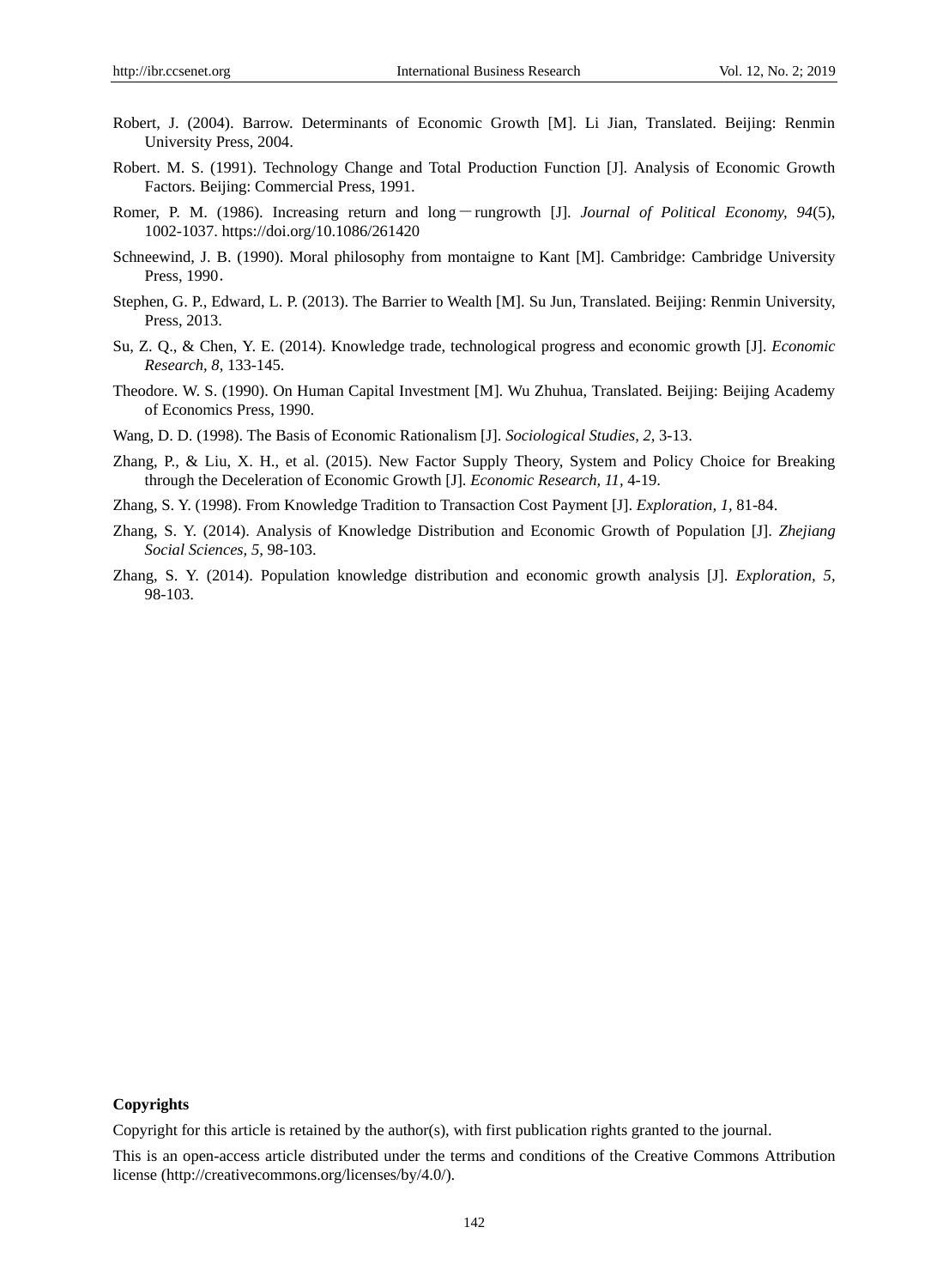Robert, J. (2004). Barrow. Determinants of Economic Growth [M]. Li Jian, Translated. Beijing: Renmin University Press, 2004.

Robert. M. S. (1991). Technology Change and Total Production Function [J]. Analysis of Economic Growth Factors. Beijing: Commercial Press, 1991.

Romer, P. M. (1986). Increasing return and long－rungrowth [J]. *Journal of Political Economy, 94*(5), 1002-1037. https://doi.org/10.1086/261420

Schneewind, J. B. (1990). Moral philosophy from montaigne to Kant [M]. Cambridge: Cambridge University Press, 1990.

Stephen, G. P., Edward, L. P. (2013). The Barrier to Wealth [M]. Su Jun, Translated. Beijing: Renmin University, Press, 2013.

Su, Z. Q., & Chen, Y. E. (2014). Knowledge trade, technological progress and economic growth [J]. *Economic Research, 8*, 133-145.

Theodore. W. S. (1990). On Human Capital Investment [M]. Wu Zhuhua, Translated. Beijing: Beijing Academy of Economics Press, 1990.

Wang, D. D. (1998). The Basis of Economic Rationalism [J]. *Sociological Studies, 2,* 3-13.

Zhang, P., & Liu, X. H., et al. (2015). New Factor Supply Theory, System and Policy Choice for Breaking through the Deceleration of Economic Growth [J]. *Economic Research, 11,* 4-19.

Zhang, S. Y. (1998). From Knowledge Tradition to Transaction Cost Payment [J]. *Exploration, 1,* 81-84.

Zhang, S. Y. (2014). Analysis of Knowledge Distribution and Economic Growth of Population [J]. *Zhejiang Social Sciences, 5,* 98-103.

Zhang, S. Y. (2014). Population knowledge distribution and economic growth analysis [J]. *Exploration, 5,* 98-103.

**Copyrights**

Copyright for this article is retained by the author(s), with first publication rights granted to the journal.

This is an open-access article distributed under the terms and conditions of the Creative Commons Attribution license (http://creativecommons.org/licenses/by/4.0/).